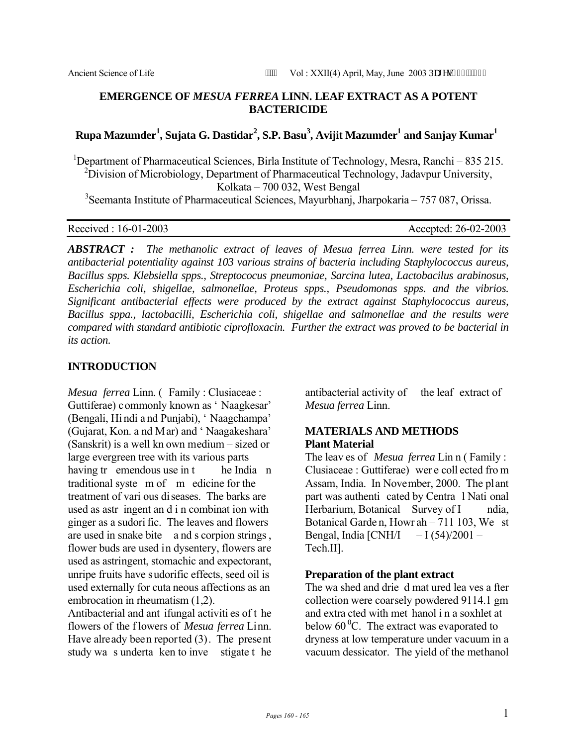# EMERGENCE OF *MESUA FERREA* LINN. LEAF EXTRACT AS A POTENT BACTERICIDE

**Rupa Mazumder[1], Sujata G. Dastidar[2], S.P. Basu[3], Avijit Mazumder[1] and Sanjay Kumar[1]**

[1]Department of Pharmaceutical Sciences, Birla Institute of Technology, Mesra, Ranchi – 835 215.
[2]Division of Microbiology, Department of Pharmaceutical Technology, Jadavpur University, Kolkata – 700 032, West Bengal
[3]Seemanta Institute of Pharmaceutical Sciences, Mayurbhanj, Jharpokaria – 757 087, Orissa.

Received : 16-01-2003 Accepted: 26-02-2003

***ABSTRACT :*** *The methanolic extract of leaves of Mesua ferrea Linn. were tested for its antibacterial potentiality against 103 various strains of bacteria including Staphylococcus aureus, Bacillus spps. Klebsiella spps., Streptococus pneumoniae, Sarcina lutea, Lactobacilus arabinosus, Escherichia coli, shigellae, salmonellae, Proteus spps., Pseudomonas spps. and the vibrios. Significant antibacterial effects were produced by the extract against Staphylococcus aureus, Bacillus sppa., lactobacilli, Escherichia coli, shigellae and salmonellae and the results were compared with standard antibiotic ciprofloxacin. Further the extract was proved to be bacterial in its action.*

## INTRODUCTION

*Mesua ferrea* Linn. ( Family : Clusiaceae : Guttiferae) commonly known as ' Naagkesar' (Bengali, Hindi and Punjabi), ' Naagchampa' (Gujarat, Kon. and Mar) and ' Naagakeshara' (Sanskrit) is a well known medium – sized or large evergreen tree with its various parts having tremendous use in the Indian traditional system of medicine for the treatment of various diseases. The barks are used as astringent and in combination with ginger as a sudorific. The leaves and flowers are used in snake bite and scorpion strings, flower buds are used in dysentery, flowers are used as astringent, stomachic and expectorant, unripe fruits have sudorific effects, seed oil is used externally for cutaneous affections as an embrocation in rheumatism (1,2).

Antibacterial and antifungal activities of the flowers of the flowers of *Mesua ferrea* Linn. Have already been reported (3). The present study was undertaken to investigate the antibacterial activity of the leaf extract of *Mesua ferrea* Linn.

## MATERIALS AND METHODS

### Plant Material

The leaves of *Mesua ferrea* Linn ( Family : Clusiaceae : Guttiferae) were collected from Assam, India. In November, 2000. The plant part was authenticated by Central National Herbarium, Botanical Survey of India, Botanical Garden, Howrah – 711 103, West Bengal, India [CNH/I – I (54)/2001 – Tech.II].

### Preparation of the plant extract

The washed and dried matured leaves after collection were coarsely powdered 9114.1 gm and extracted with methanol in a soxhlet at below 60 $^0$C. The extract was evaporated to dryness at low temperature under vacuum in a vacuum dessicator. The yield of the methanol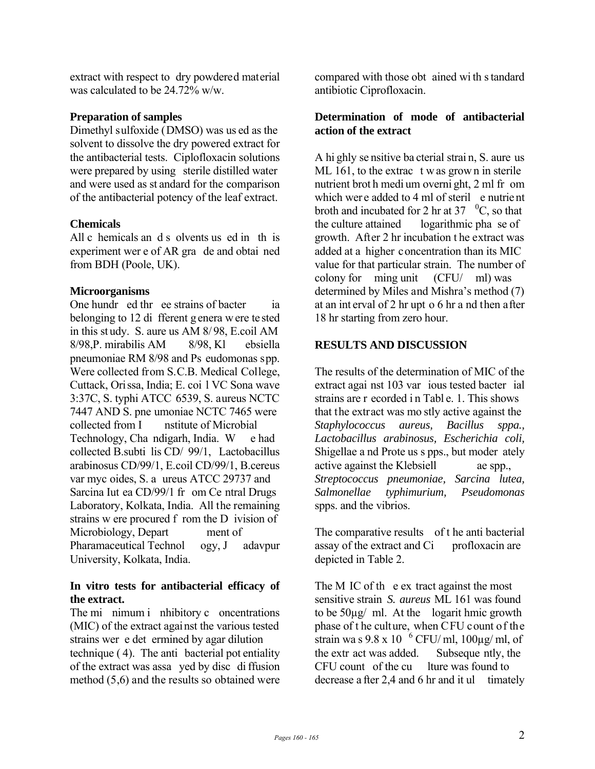extract with respect to dry powdered material was calculated to be 24.72% w/w.

**Preparation of samples**

Dimethyl sulfoxide (DMSO) was used as the solvent to dissolve the dry powered extract for the antibacterial tests. Ciplofloxacin solutions were prepared by using sterile distilled water and were used as standard for the comparison of the antibacterial potency of the leaf extract.

**Chemicals**

All chemicals and solvents used in this experiment were of AR grade and obtained from BDH (Poole, UK).

**Microorganisms**

One hundred three strains of bacteria belonging to 12 different genera were tested in this study. S. aureus AM 8/98, E.coil AM 8/98,P. mirabilis AM 8/98, Klebsiella pneumoniae RM 8/98 and Pseudomonas spp. Were collected from S.C.B. Medical College, Cuttack, Orissa, India; E. coil VC Sona wave 3:37C, S. typhi ATCC 6539, S. aureus NCTC 7447 AND S. pneumoniae NCTC 7465 were collected from Institute of Microbial Technology, Chandigarh, India. We had collected B.subtilis CD/99/1, Lactobacillus arabinosus CD/99/1, E.coil CD/99/1, B.cereus var mycoides, S. aureus ATCC 29737 and Sarcina Iutea CD/99/1 from Central Drugs Laboratory, Kolkata, India. All the remaining strains were procured from the Division of Microbiology, Department of Pharamaceutical Technology, Jadavpur University, Kolkata, India.

**In vitro tests for antibacterial efficacy of the extract.**

The minimum inhibitory concentrations (MIC) of the extract against the various tested strains were determined by agar dilution technique (4). The antibacterial potentiality of the extract was assayed by disc diffusion method (5,6) and the results so obtained were compared with those obtained with standard antibiotic Ciprofloxacin.

**Determination of mode of antibacterial action of the extract**

A highly sensitive bacterial strain, S. aureus ML 161, to the extract was grown in sterile nutrient broth medium overnight, 2 ml from which were added to 4 ml of sterile nutrient broth and incubated for 2 hr at 37 $^0$C, so that the culture attained logarithmic phase of growth. After 2 hr incubation the extract was added at a higher concentration than its MIC value for that particular strain. The number of colony forming unit (CFU/ ml) was determined by Miles and Mishra's method (7) at an interval of 2 hr upto 6 hr and then after 18 hr starting from zero hour.

**RESULTS AND DISCUSSION**

The results of the determination of MIC of the extract against 103 various tested bacterial strains are recorded in Table. 1. This shows that the extract was mostly active against the *Staphylococcus aureus, Bacillus sppa., Lactobacillus arabinosus, Escherichia coli,* Shigellae and Proteus spps., but moderately active against the Klebsiellae spp., *Streptococcus pneumoniae, Sarcina lutea, Salmonellae typhimurium, Pseudomonas* spps. and the vibrios.

The comparative results of the anti bacterial assay of the extract and Ciprofloxacin are depicted in Table 2.

The MIC of the extract against the most sensitive strain *S. aureus* ML 161 was found to be 50µg/ ml. At the logarithmic growth phase of the culture, when CFU count of the strain was $9.8 \times 10^6$ CFU/ ml, 100µg/ ml, of the extract was added. Subsequently, the CFU count of the culture was found to decrease after 2,4 and 6 hr and it ultimately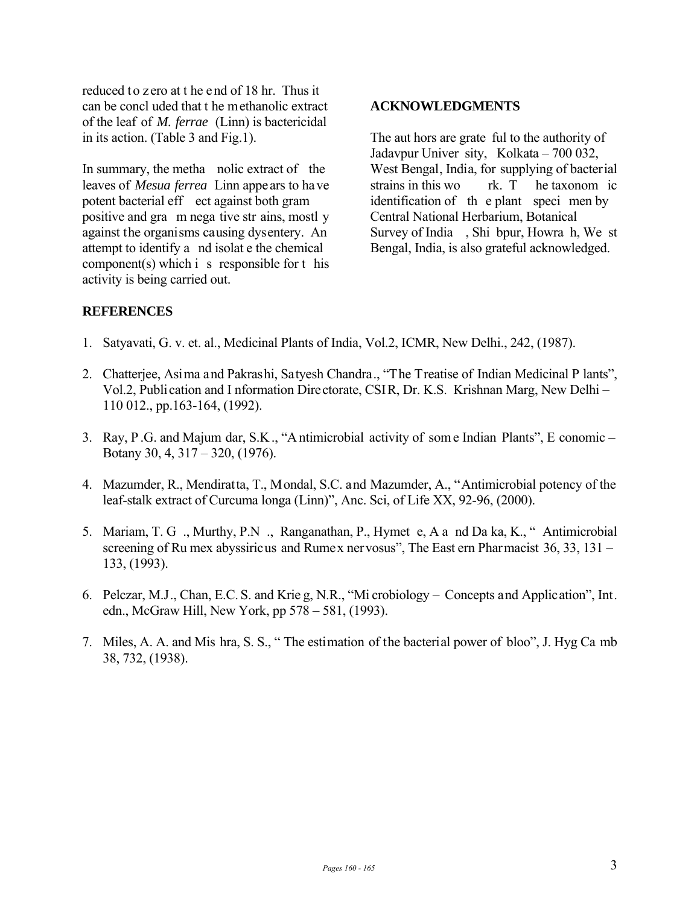reduced to zero at the end of 18 hr. Thus it can be concluded that the methanolic extract of the leaf of *M. ferrae* (Linn) is bactericidal in its action. (Table 3 and Fig.1).

In summary, the methanolic extract of the leaves of *Mesua ferrea* Linn appears to have potent bacterial effect against both gram positive and gram negative strains, mostly against the organisms causing dysentery. An attempt to identify and isolate the chemical component(s) which is responsible for this activity is being carried out.

## ACKNOWLEDGMENTS

The authors are grateful to the authority of Jadavpur University, Kolkata – 700 032, West Bengal, India, for supplying of bacterial strains in this work. The taxonomic identification of the plant specimen by Central National Herbarium, Botanical Survey of India, Shibpur, Howrah, West Bengal, India, is also grateful acknowledged.

## REFERENCES

1. Satyavati, G. v. et. al., Medicinal Plants of India, Vol.2, ICMR, New Delhi., 242, (1987).
2. Chatterjee, Asima and Pakrashi, Satyesh Chandra., "The Treatise of Indian Medicinal Plants", Vol.2, Publication and Information Directorate, CSIR, Dr. K.S. Krishnan Marg, New Delhi – 110 012., pp.163-164, (1992).
3. Ray, P.G. and Majumdar, S.K., "Antimicrobial activity of some Indian Plants", Economic – Botany 30, 4, 317 – 320, (1976).
4. Mazumder, R., Mendiratta, T., Mondal, S.C. and Mazumder, A., "Antimicrobial potency of the leaf-stalk extract of Curcuma longa (Linn)", Anc. Sci, of Life XX, 92-96, (2000).
5. Mariam, T. G., Murthy, P.N., Ranganathan, P., Hymete, A and Daka, K., "Antimicrobial screening of Rumex abyssiricus and Rumex nervosus", The Eastern Pharmacist 36, 33, 131 – 133, (1993).
6. Pelczar, M.J., Chan, E.C.S. and Krieg, N.R., "Microbiology – Concepts and Application", Int. edn., McGraw Hill, New York, pp 578 – 581, (1993).
7. Miles, A. A. and Mishra, S. S., "The estimation of the bacterial power of bloo", J. Hyg Camb 38, 732, (1938).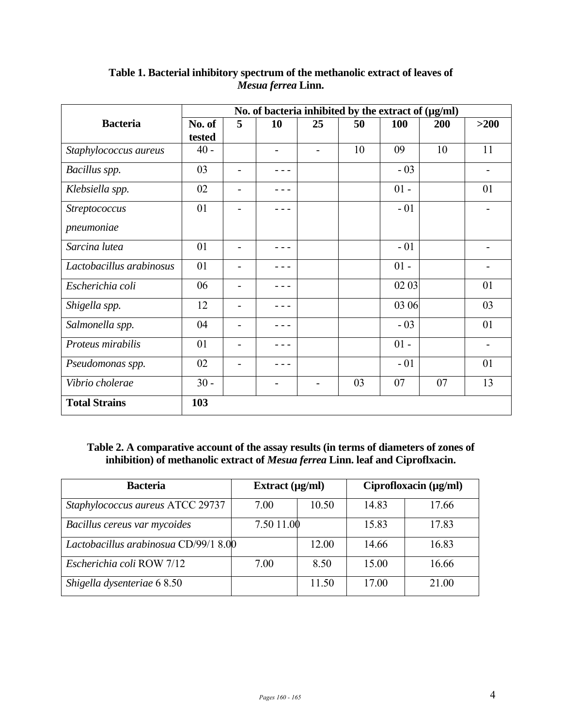**Table 1. Bacterial inhibitory spectrum of the methanolic extract of leaves of *Mesua ferrea* Linn.**

| Bacteria | No. of bacteria inhibited by the extract of (µg/ml) | | | | | | | |
|---|---|---|---|---|---|---|---|---|
| | No. of tested | 5 | 10 | 25 | 50 | 100 | 200 | >200 |
| *Staphylococcus aureus* | 40 - | | - | - | 10 | 09 | 10 | 11 |
| *Bacillus spp.* | 03 | - | - - - | | | - 03 | | - |
| *Klebsiella spp.* | 02 | - | - - - | | | 01 - | | 01 |
| *Streptococcus pneumoniae* | 01 | - | - - - | | | - 01 | | - |
| *Sarcina lutea* | 01 | - | - - - | | | - 01 | | - |
| *Lactobacillus arabinosus* | 01 | - | - - - | | | 01 - | | - |
| *Escherichia coli* | 06 | - | - - - | | | 02 03 | | 01 |
| *Shigella spp.* | 12 | - | - - - | | | 03 06 | | 03 |
| *Salmonella spp.* | 04 | - | - - - | | | - 03 | | 01 |
| *Proteus mirabilis* | 01 | - | - - - | | | 01 - | | - |
| *Pseudomonas spp.* | 02 | - | - - - | | | - 01 | | 01 |
| *Vibrio cholerae* | 30 - | | - | - | 03 | 07 | 07 | 13 |
| **Total Strains** | **103** | | | | | | | |

**Table 2. A comparative account of the assay results (in terms of diameters of zones of inhibition) of methanolic extract of *Mesua ferrea* Linn. leaf and Ciproflxacin.**

| Bacteria | Extract (µg/ml) | | Ciprofloxacin (µg/ml) | |
|---|---|---|---|---|
| *Staphylococcus aureus* ATCC 29737 | 7.00 | 10.50 | 14.83 | 17.66 |
| *Bacillus cereus var mycoides* | 7.50 11.00 | | 15.83 | 17.83 |
| *Lactobacillus arabinosua* CD/99/1 8.00 | | 12.00 | 14.66 | 16.83 |
| *Escherichia coli* ROW 7/12 | 7.00 | 8.50 | 15.00 | 16.66 |
| *Shigella dysenteriae* 6 8.50 | | 11.50 | 17.00 | 21.00 |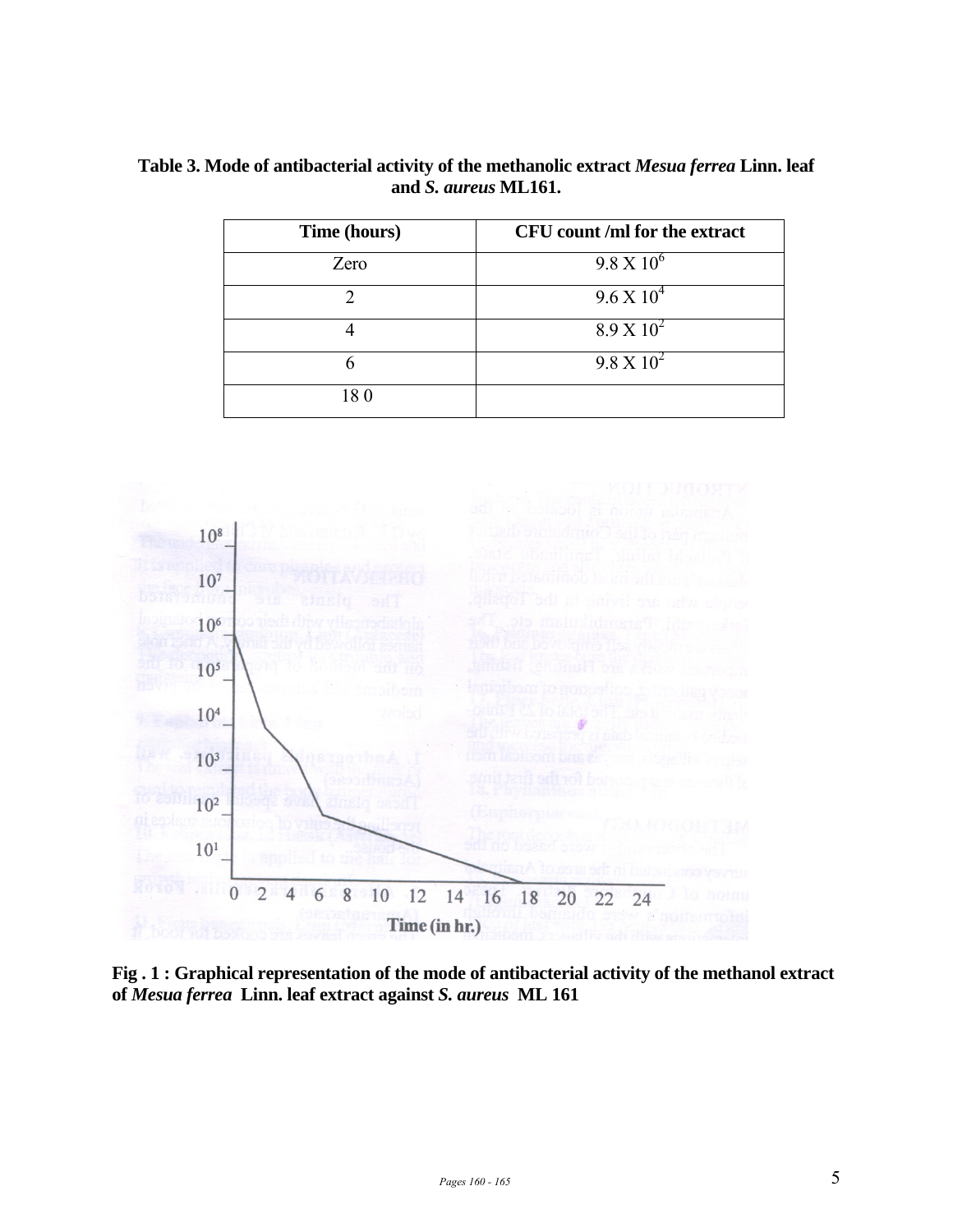**Table 3. Mode of antibacterial activity of the methanolic extract *Mesua ferrea* Linn. leaf and *S. aureus* ML161.**

| Time (hours) | CFU count /ml for the extract |
|---|---|
| Zero | $9.8 \times 10^6$ |
| 2 | $9.6 \times 10^4$ |
| 4 | $8.9 \times 10^2$ |
| 6 | $9.8 \times 10^2$ |
| 18 0 | |

$10^8$
$10^7$
$10^6$
$10^5$
$10^4$
$10^3$
$10^2$
$10^1$
0 2 4 6 8 10 12 14 16 18 20 22 24
Time (in hr.)

**Fig . 1 : Graphical representation of the mode of antibacterial activity of the methanol extract of *Mesua ferrea* Linn. leaf extract against *S. aureus* ML 161**